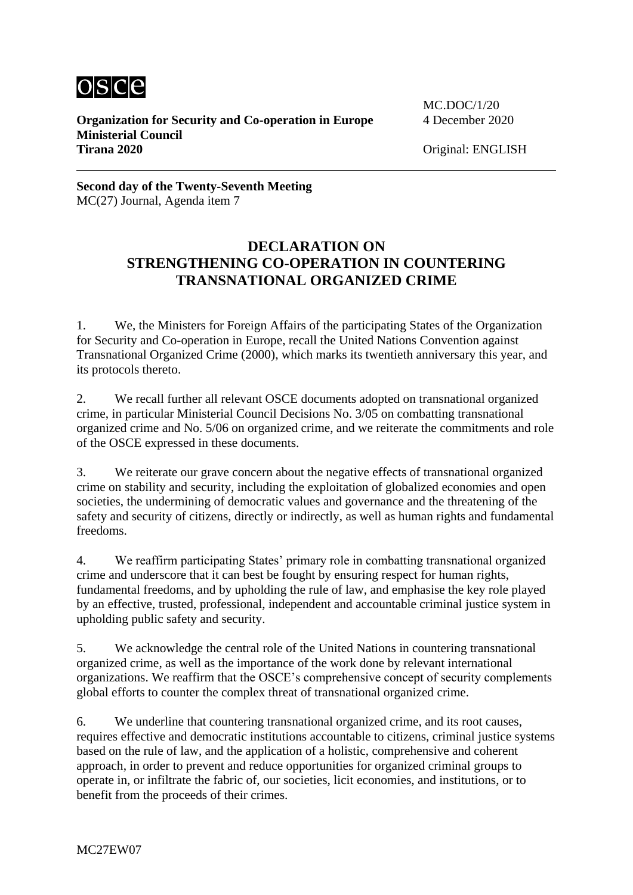osce

**Organization for Security and Co-operation in Europe**
**Ministerial Council**
**Tirana 2020**

MC.DOC/1/20
4 December 2020

Original: ENGLISH

---

**Second day of the Twenty-Seventh Meeting**
MC(27) Journal, Agenda item 7

# DECLARATION ON STRENGTHENING CO-OPERATION IN COUNTERING TRANSNATIONAL ORGANIZED CRIME

1. We, the Ministers for Foreign Affairs of the participating States of the Organization for Security and Co-operation in Europe, recall the United Nations Convention against Transnational Organized Crime (2000), which marks its twentieth anniversary this year, and its protocols thereto.

2. We recall further all relevant OSCE documents adopted on transnational organized crime, in particular Ministerial Council Decisions No. 3/05 on combatting transnational organized crime and No. 5/06 on organized crime, and we reiterate the commitments and role of the OSCE expressed in these documents.

3. We reiterate our grave concern about the negative effects of transnational organized crime on stability and security, including the exploitation of globalized economies and open societies, the undermining of democratic values and governance and the threatening of the safety and security of citizens, directly or indirectly, as well as human rights and fundamental freedoms.

4. We reaffirm participating States' primary role in combatting transnational organized crime and underscore that it can best be fought by ensuring respect for human rights, fundamental freedoms, and by upholding the rule of law, and emphasise the key role played by an effective, trusted, professional, independent and accountable criminal justice system in upholding public safety and security.

5. We acknowledge the central role of the United Nations in countering transnational organized crime, as well as the importance of the work done by relevant international organizations. We reaffirm that the OSCE's comprehensive concept of security complements global efforts to counter the complex threat of transnational organized crime.

6. We underline that countering transnational organized crime, and its root causes, requires effective and democratic institutions accountable to citizens, criminal justice systems based on the rule of law, and the application of a holistic, comprehensive and coherent approach, in order to prevent and reduce opportunities for organized criminal groups to operate in, or infiltrate the fabric of, our societies, licit economies, and institutions, or to benefit from the proceeds of their crimes.

MC27EW07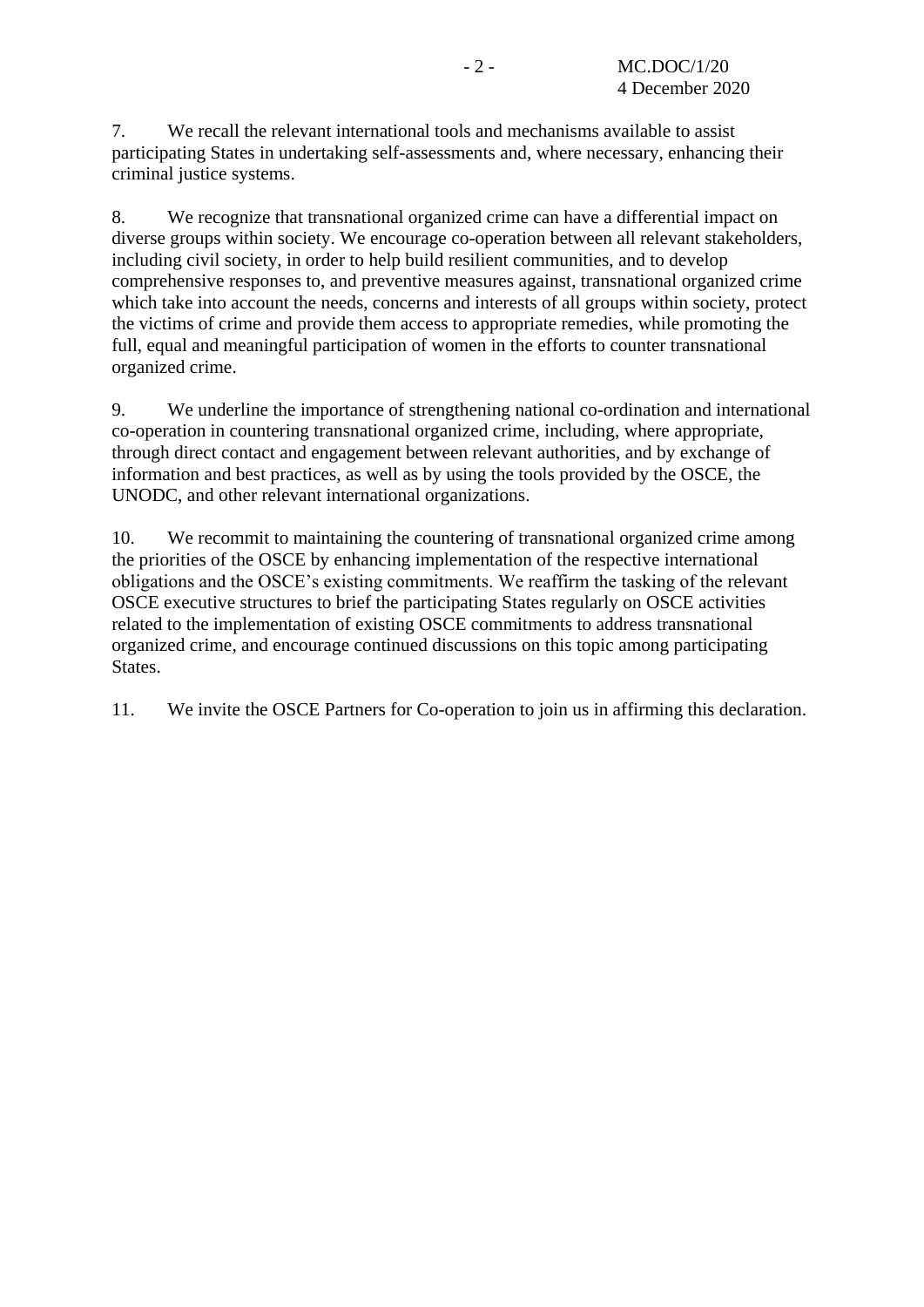7. We recall the relevant international tools and mechanisms available to assist participating States in undertaking self-assessments and, where necessary, enhancing their criminal justice systems.

8. We recognize that transnational organized crime can have a differential impact on diverse groups within society. We encourage co-operation between all relevant stakeholders, including civil society, in order to help build resilient communities, and to develop comprehensive responses to, and preventive measures against, transnational organized crime which take into account the needs, concerns and interests of all groups within society, protect the victims of crime and provide them access to appropriate remedies, while promoting the full, equal and meaningful participation of women in the efforts to counter transnational organized crime.

9. We underline the importance of strengthening national co-ordination and international co-operation in countering transnational organized crime, including, where appropriate, through direct contact and engagement between relevant authorities, and by exchange of information and best practices, as well as by using the tools provided by the OSCE, the UNODC, and other relevant international organizations.

10. We recommit to maintaining the countering of transnational organized crime among the priorities of the OSCE by enhancing implementation of the respective international obligations and the OSCE's existing commitments. We reaffirm the tasking of the relevant OSCE executive structures to brief the participating States regularly on OSCE activities related to the implementation of existing OSCE commitments to address transnational organized crime, and encourage continued discussions on this topic among participating States.

11. We invite the OSCE Partners for Co-operation to join us in affirming this declaration.